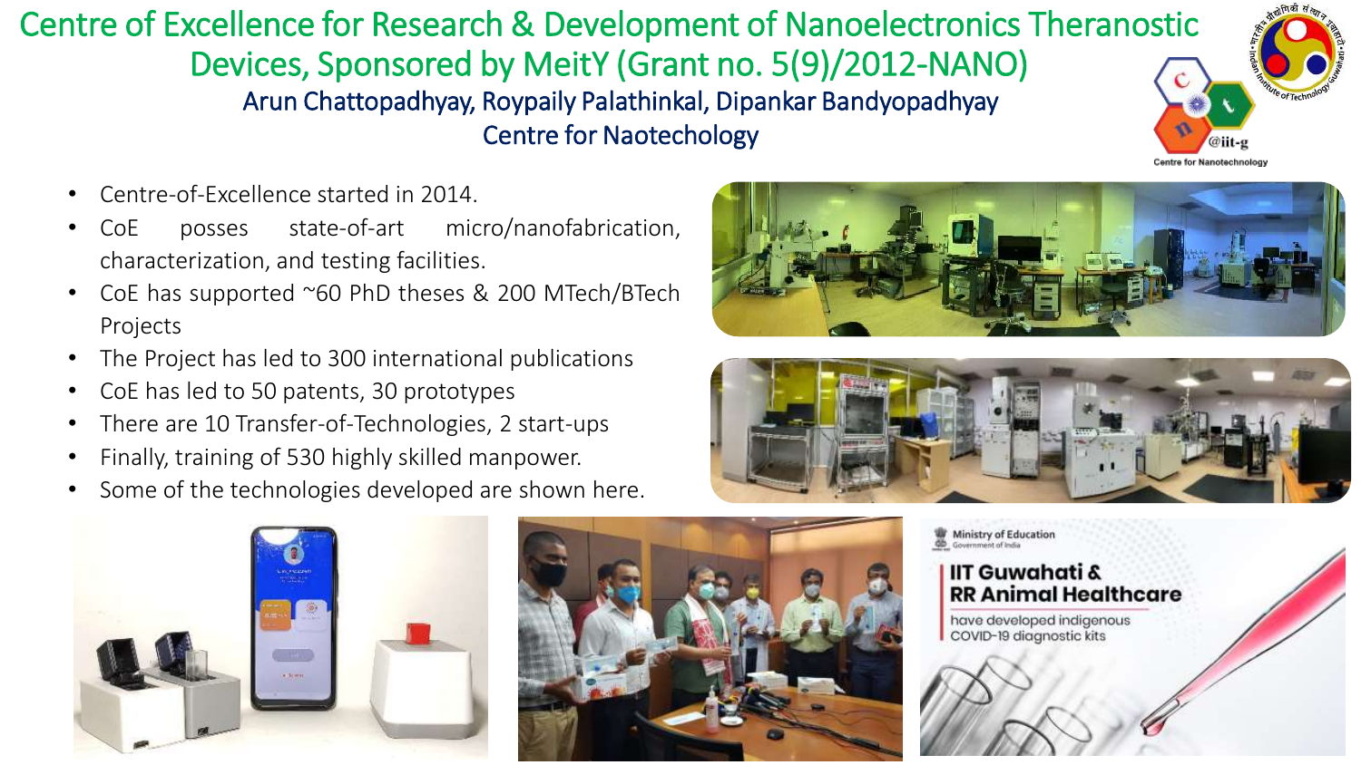# Centre of Excellence for Research & Development of Nanoelectronics Theranostic Devices, Sponsored by MeitY (Grant no. 5(9)/2012-NANO)

### Arun Chattopadhyay, Roypaily Palathinkal, Dipankar Bandyopadhyay

### Centre for Naotechology

- Centre-of-Excellence started in 2014.
- CoE posses state-of-art micro/nanofabrication, characterization, and testing facilities.
- CoE has supported ~60 PhD theses & 200 MTech/BTech Projects
- The Project has led to 300 international publications
- CoE has led to 50 patents, 30 prototypes
- There are 10 Transfer-of-Technologies, 2 start-ups
- Finally, training of 530 highly skilled manpower.
- Some of the technologies developed are shown here.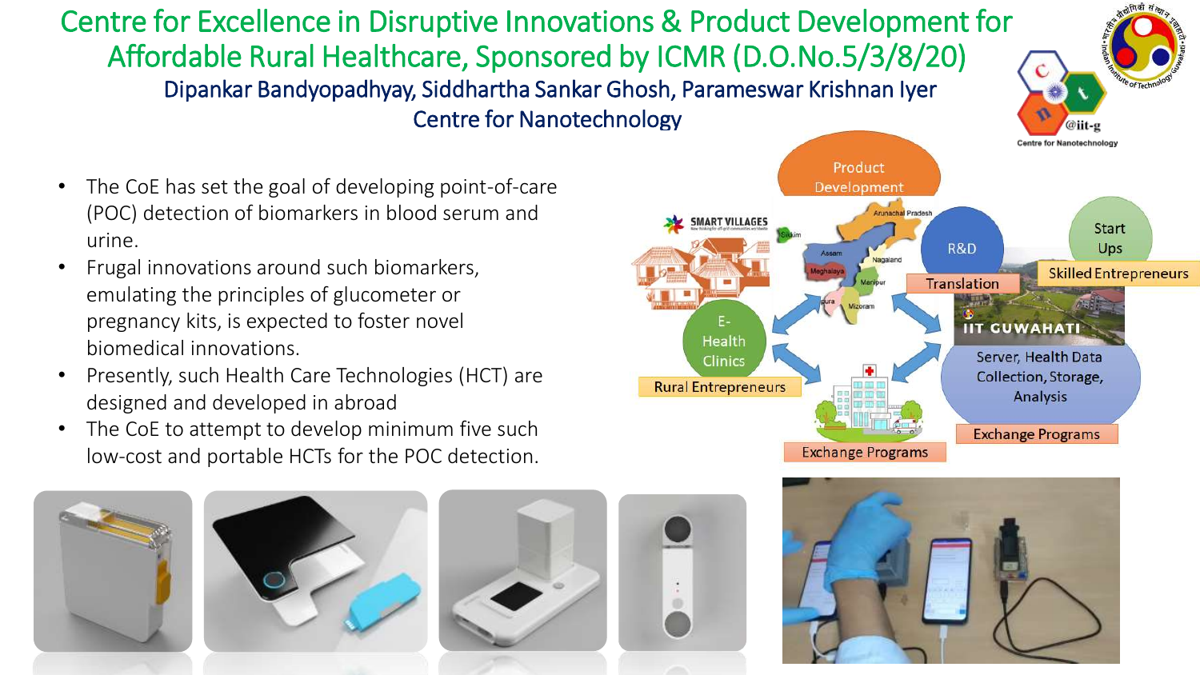# Centre for Excellence in Disruptive Innovations & Product Development for Affordable Rural Healthcare, Sponsored by ICMR (D.O.No.5/3/8/20)

### Dipankar Bandyopadhyay, Siddhartha Sankar Ghosh, Parameswar Krishnan Iyer

### Centre for Nanotechnology

- The CoE has set the goal of developing point-of-care (POC) detection of biomarkers in blood serum and urine.
- Frugal innovations around such biomarkers, emulating the principles of glucometer or pregnancy kits, is expected to foster novel biomedical innovations.
- Presently, such Health Care Technologies (HCT) are designed and developed in abroad
- The CoE to attempt to develop minimum five such low-cost and portable HCTs for the POC detection.

Product Development

SMART VILLAGES

E-Health Clinics

Rural Entrepreneurs

R&D

Translation

Start Ups

Skilled Entrepreneurs

IIT GUWAHATI

Server, Health Data Collection, Storage, Analysis

Exchange Programs

Exchange Programs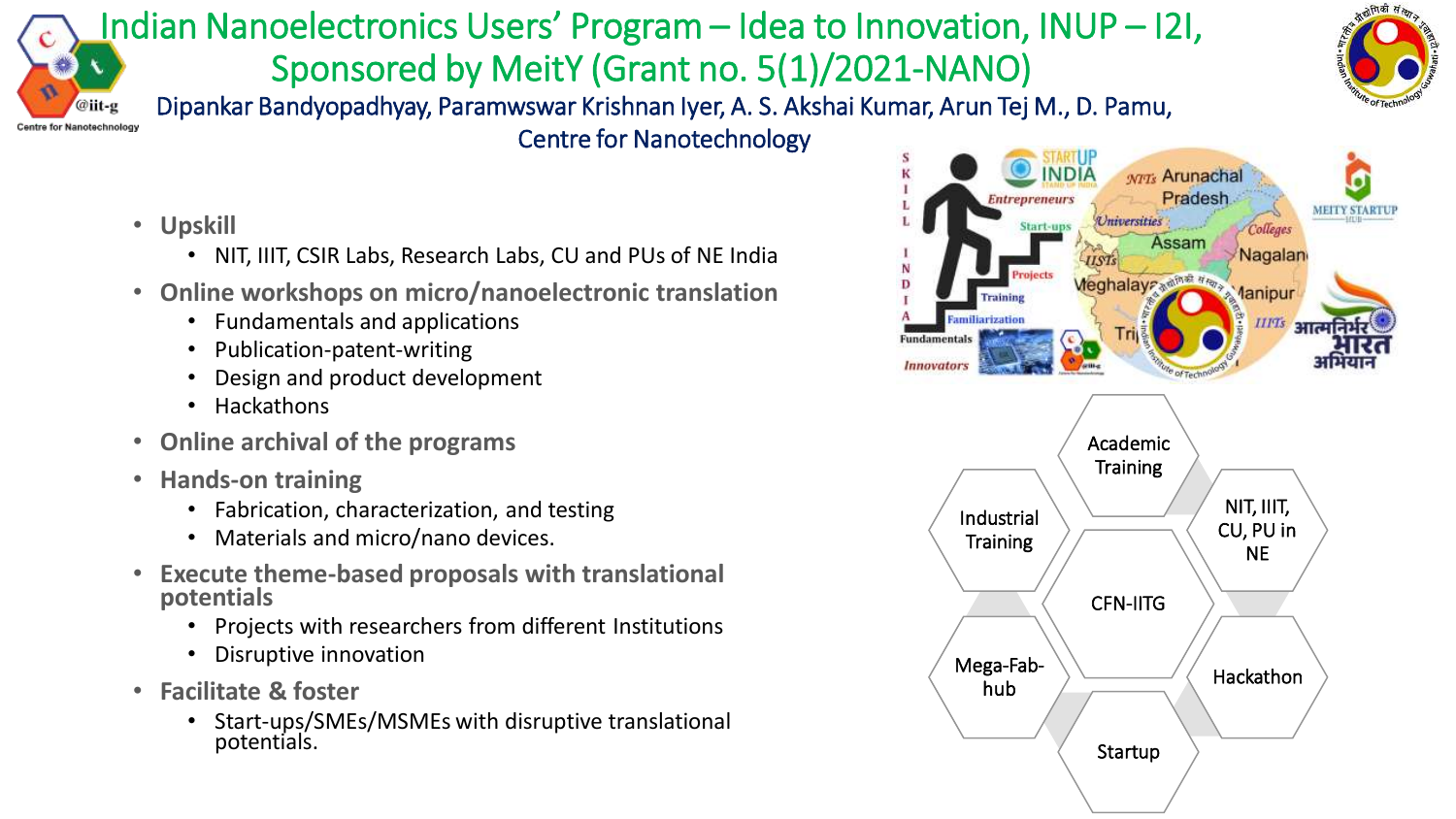# Indian Nanoelectronics Users' Program – Idea to Innovation, INUP – I2I, Sponsored by MeitY (Grant no. 5(1)/2021-NANO)

Dipankar Bandyopadhyay, Paramwswar Krishnan Iyer, A. S. Akshai Kumar, Arun Tej M., D. Pamu, Centre for Nanotechnology

- **Upskill**
  - NIT, IIIT, CSIR Labs, Research Labs, CU and PUs of NE India
- **Online workshops on micro/nanoelectronic translation**
  - Fundamentals and applications
  - Publication-patent-writing
  - Design and product development
  - Hackathons
- **Online archival of the programs**
- **Hands-on training**
  - Fabrication, characterization, and testing
  - Materials and micro/nano devices.
- **Execute theme-based proposals with translational potentials**
  - Projects with researchers from different Institutions
  - Disruptive innovation
- **Facilitate & foster**
  - Start-ups/SMEs/MSMEs with disruptive translational potentials.

Academic Training · NIT, IIIT, CU, PU in NE · Hackathon · Startup · Mega-Fab-hub · Industrial Training · CFN-IITG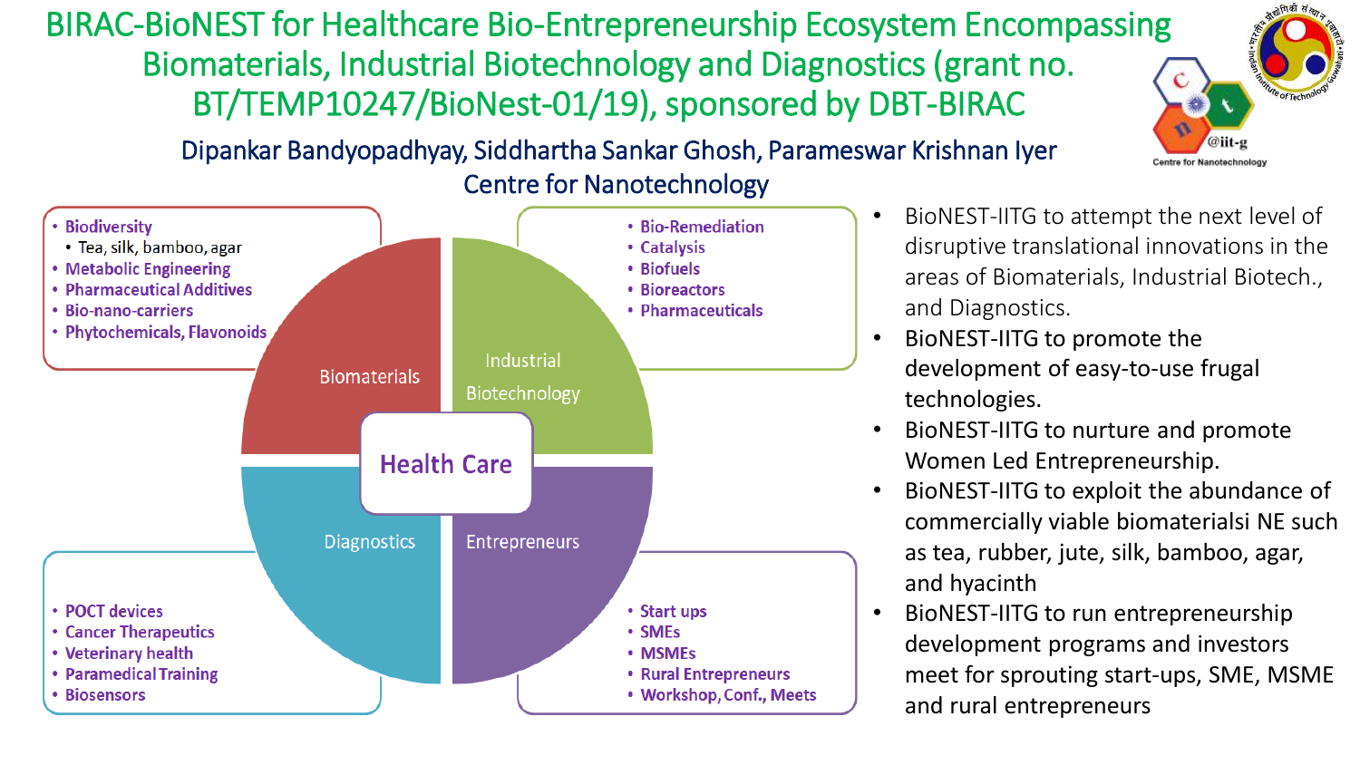# BIRAC-BioNEST for Healthcare Bio-Entrepreneurship Ecosystem Encompassing Biomaterials, Industrial Biotechnology and Diagnostics (grant no. BT/TEMP10247/BioNest-01/19), sponsored by DBT-BIRAC

### Dipankar Bandyopadhyay, Siddhartha Sankar Ghosh, Parameswar Krishnan Iyer

### Centre for Nanotechnology

**Health Care**

**Biomaterials**

- Biodiversity
  - Tea, silk, bamboo, agar
- Metabolic Engineering
- Pharmaceutical Additives
- Bio-nano-carriers
- Phytochemicals, Flavonoids

**Industrial Biotechnology**

- Bio-Remediation
- Catalysis
- Biofuels
- Bioreactors
- Pharmaceuticals

**Diagnostics**

- POCT devices
- Cancer Therapeutics
- Veterinary health
- Paramedical Training
- Biosensors

**Entrepreneurs**

- Start ups
- SMEs
- MSMEs
- Rural Entrepreneurs
- Workshop, Conf., Meets

---

- BioNEST-IITG to attempt the next level of disruptive translational innovations in the areas of Biomaterials, Industrial Biotech., and Diagnostics.
- BioNEST-IITG to promote the development of easy-to-use frugal technologies.
- BioNEST-IITG to nurture and promote Women Led Entrepreneurship.
- BioNEST-IITG to exploit the abundance of commercially viable biomaterialsi NE such as tea, rubber, jute, silk, bamboo, agar, and hyacinth
- BioNEST-IITG to run entrepreneurship development programs and investors meet for sprouting start-ups, SME, MSME and rural entrepreneurs